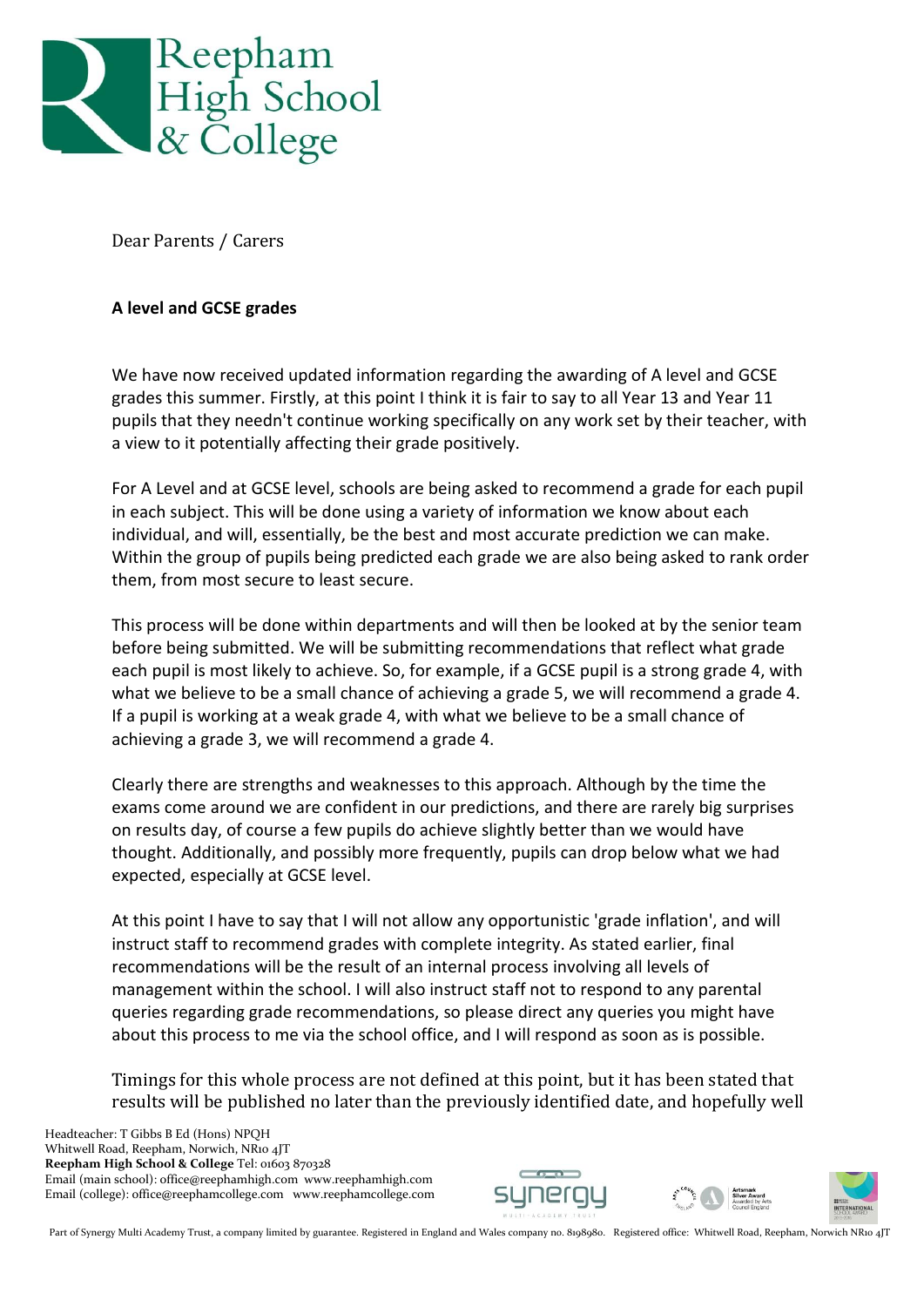# Reepham High School & College

Dear Parents / Carers

**A level and GCSE grades**

We have now received updated information regarding the awarding of A level and GCSE grades this summer. Firstly, at this point I think it is fair to say to all Year 13 and Year 11 pupils that they needn't continue working specifically on any work set by their teacher, with a view to it potentially affecting their grade positively.

For A Level and at GCSE level, schools are being asked to recommend a grade for each pupil in each subject. This will be done using a variety of information we know about each individual, and will, essentially, be the best and most accurate prediction we can make. Within the group of pupils being predicted each grade we are also being asked to rank order them, from most secure to least secure.

This process will be done within departments and will then be looked at by the senior team before being submitted. We will be submitting recommendations that reflect what grade each pupil is most likely to achieve. So, for example, if a GCSE pupil is a strong grade 4, with what we believe to be a small chance of achieving a grade 5, we will recommend a grade 4. If a pupil is working at a weak grade 4, with what we believe to be a small chance of achieving a grade 3, we will recommend a grade 4.

Clearly there are strengths and weaknesses to this approach. Although by the time the exams come around we are confident in our predictions, and there are rarely big surprises on results day, of course a few pupils do achieve slightly better than we would have thought. Additionally, and possibly more frequently, pupils can drop below what we had expected, especially at GCSE level.

At this point I have to say that I will not allow any opportunistic 'grade inflation', and will instruct staff to recommend grades with complete integrity. As stated earlier, final recommendations will be the result of an internal process involving all levels of management within the school. I will also instruct staff not to respond to any parental queries regarding grade recommendations, so please direct any queries you might have about this process to me via the school office, and I will respond as soon as is possible.

Timings for this whole process are not defined at this point, but it has been stated that results will be published no later than the previously identified date, and hopefully well

Headteacher: T Gibbs B Ed (Hons) NPQH
Whitwell Road, Reepham, Norwich, NR10 4JT
**Reepham High School & College** Tel: 01603 870328
Email (main school): office@reephamhigh.com www.reephamhigh.com
Email (college): office@reephamcollege.com www.reephamcollege.com

Part of Synergy Multi Academy Trust, a company limited by guarantee. Registered in England and Wales company no. 8198980. Registered office: Whitwell Road, Reepham, Norwich NR10 4JT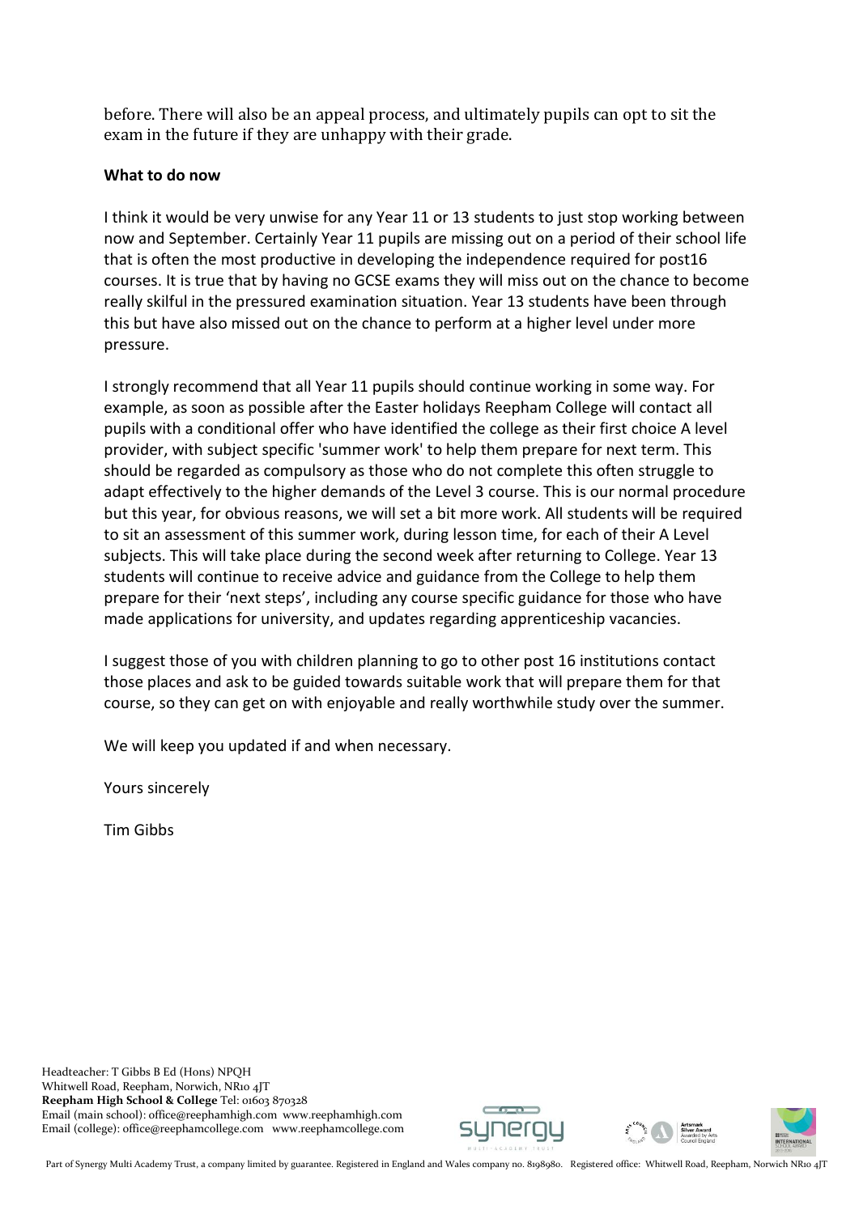before. There will also be an appeal process, and ultimately pupils can opt to sit the exam in the future if they are unhappy with their grade.

**What to do now**

I think it would be very unwise for any Year 11 or 13 students to just stop working between now and September. Certainly Year 11 pupils are missing out on a period of their school life that is often the most productive in developing the independence required for post16 courses. It is true that by having no GCSE exams they will miss out on the chance to become really skilful in the pressured examination situation. Year 13 students have been through this but have also missed out on the chance to perform at a higher level under more pressure.

I strongly recommend that all Year 11 pupils should continue working in some way. For example, as soon as possible after the Easter holidays Reepham College will contact all pupils with a conditional offer who have identified the college as their first choice A level provider, with subject specific 'summer work' to help them prepare for next term. This should be regarded as compulsory as those who do not complete this often struggle to adapt effectively to the higher demands of the Level 3 course. This is our normal procedure but this year, for obvious reasons, we will set a bit more work. All students will be required to sit an assessment of this summer work, during lesson time, for each of their A Level subjects. This will take place during the second week after returning to College. Year 13 students will continue to receive advice and guidance from the College to help them prepare for their 'next steps', including any course specific guidance for those who have made applications for university, and updates regarding apprenticeship vacancies.

I suggest those of you with children planning to go to other post 16 institutions contact those places and ask to be guided towards suitable work that will prepare them for that course, so they can get on with enjoyable and really worthwhile study over the summer.

We will keep you updated if and when necessary.

Yours sincerely

Tim Gibbs

Headteacher: T Gibbs B Ed (Hons) NPQH
Whitwell Road, Reepham, Norwich, NR10 4JT
**Reepham High School & College** Tel: 01603 870328
Email (main school): office@reephamhigh.com www.reephamhigh.com
Email (college): office@reephamcollege.com www.reephamcollege.com

Part of Synergy Multi Academy Trust, a company limited by guarantee. Registered in England and Wales company no. 8198980. Registered office: Whitwell Road, Reepham, Norwich NR10 4JT